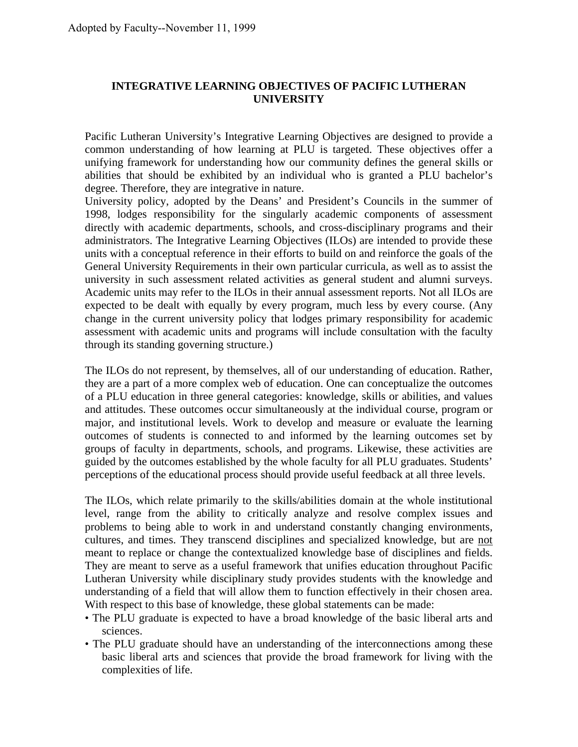Adopted by Faculty--November 11, 1999

# INTEGRATIVE LEARNING OBJECTIVES OF PACIFIC LUTHERAN UNIVERSITY

Pacific Lutheran University's Integrative Learning Objectives are designed to provide a common understanding of how learning at PLU is targeted. These objectives offer a unifying framework for understanding how our community defines the general skills or abilities that should be exhibited by an individual who is granted a PLU bachelor's degree. Therefore, they are integrative in nature.

University policy, adopted by the Deans' and President's Councils in the summer of 1998, lodges responsibility for the singularly academic components of assessment directly with academic departments, schools, and cross-disciplinary programs and their administrators. The Integrative Learning Objectives (ILOs) are intended to provide these units with a conceptual reference in their efforts to build on and reinforce the goals of the General University Requirements in their own particular curricula, as well as to assist the university in such assessment related activities as general student and alumni surveys. Academic units may refer to the ILOs in their annual assessment reports. Not all ILOs are expected to be dealt with equally by every program, much less by every course. (Any change in the current university policy that lodges primary responsibility for academic assessment with academic units and programs will include consultation with the faculty through its standing governing structure.)

The ILOs do not represent, by themselves, all of our understanding of education. Rather, they are a part of a more complex web of education. One can conceptualize the outcomes of a PLU education in three general categories: knowledge, skills or abilities, and values and attitudes. These outcomes occur simultaneously at the individual course, program or major, and institutional levels. Work to develop and measure or evaluate the learning outcomes of students is connected to and informed by the learning outcomes set by groups of faculty in departments, schools, and programs. Likewise, these activities are guided by the outcomes established by the whole faculty for all PLU graduates. Students' perceptions of the educational process should provide useful feedback at all three levels.

The ILOs, which relate primarily to the skills/abilities domain at the whole institutional level, range from the ability to critically analyze and resolve complex issues and problems to being able to work in and understand constantly changing environments, cultures, and times. They transcend disciplines and specialized knowledge, but are <u>not</u> meant to replace or change the contextualized knowledge base of disciplines and fields. They are meant to serve as a useful framework that unifies education throughout Pacific Lutheran University while disciplinary study provides students with the knowledge and understanding of a field that will allow them to function effectively in their chosen area. With respect to this base of knowledge, these global statements can be made:

- The PLU graduate is expected to have a broad knowledge of the basic liberal arts and sciences.
- The PLU graduate should have an understanding of the interconnections among these basic liberal arts and sciences that provide the broad framework for living with the complexities of life.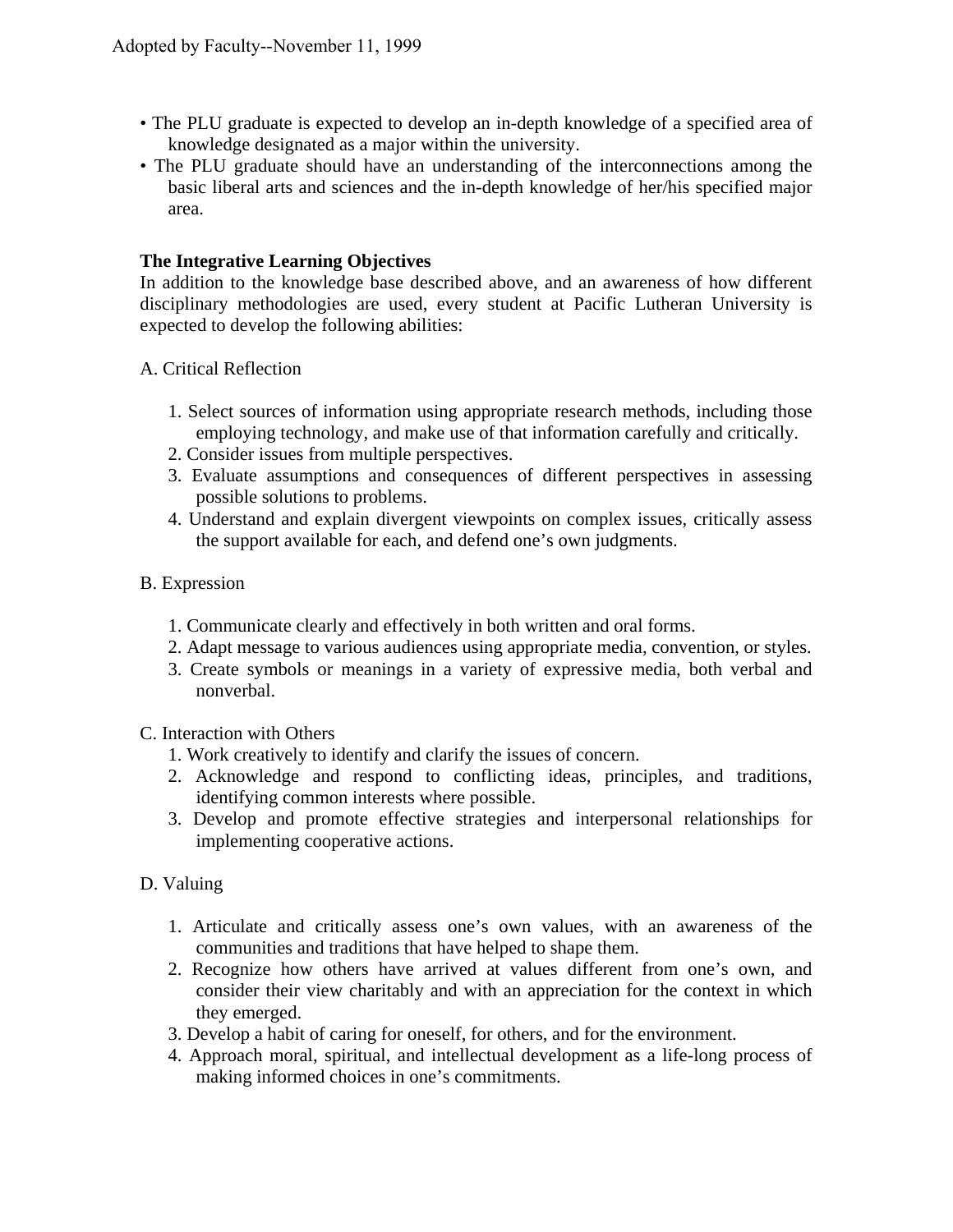Adopted by Faculty--November 11, 1999

- The PLU graduate is expected to develop an in-depth knowledge of a specified area of knowledge designated as a major within the university.
- The PLU graduate should have an understanding of the interconnections among the basic liberal arts and sciences and the in-depth knowledge of her/his specified major area.

**The Integrative Learning Objectives**

In addition to the knowledge base described above, and an awareness of how different disciplinary methodologies are used, every student at Pacific Lutheran University is expected to develop the following abilities:

A. Critical Reflection

1. Select sources of information using appropriate research methods, including those employing technology, and make use of that information carefully and critically.
2. Consider issues from multiple perspectives.
3. Evaluate assumptions and consequences of different perspectives in assessing possible solutions to problems.
4. Understand and explain divergent viewpoints on complex issues, critically assess the support available for each, and defend one's own judgments.

B. Expression

1. Communicate clearly and effectively in both written and oral forms.
2. Adapt message to various audiences using appropriate media, convention, or styles.
3. Create symbols or meanings in a variety of expressive media, both verbal and nonverbal.

C. Interaction with Others

1. Work creatively to identify and clarify the issues of concern.
2. Acknowledge and respond to conflicting ideas, principles, and traditions, identifying common interests where possible.
3. Develop and promote effective strategies and interpersonal relationships for implementing cooperative actions.

D. Valuing

1. Articulate and critically assess one's own values, with an awareness of the communities and traditions that have helped to shape them.
2. Recognize how others have arrived at values different from one's own, and consider their view charitably and with an appreciation for the context in which they emerged.
3. Develop a habit of caring for oneself, for others, and for the environment.
4. Approach moral, spiritual, and intellectual development as a life-long process of making informed choices in one's commitments.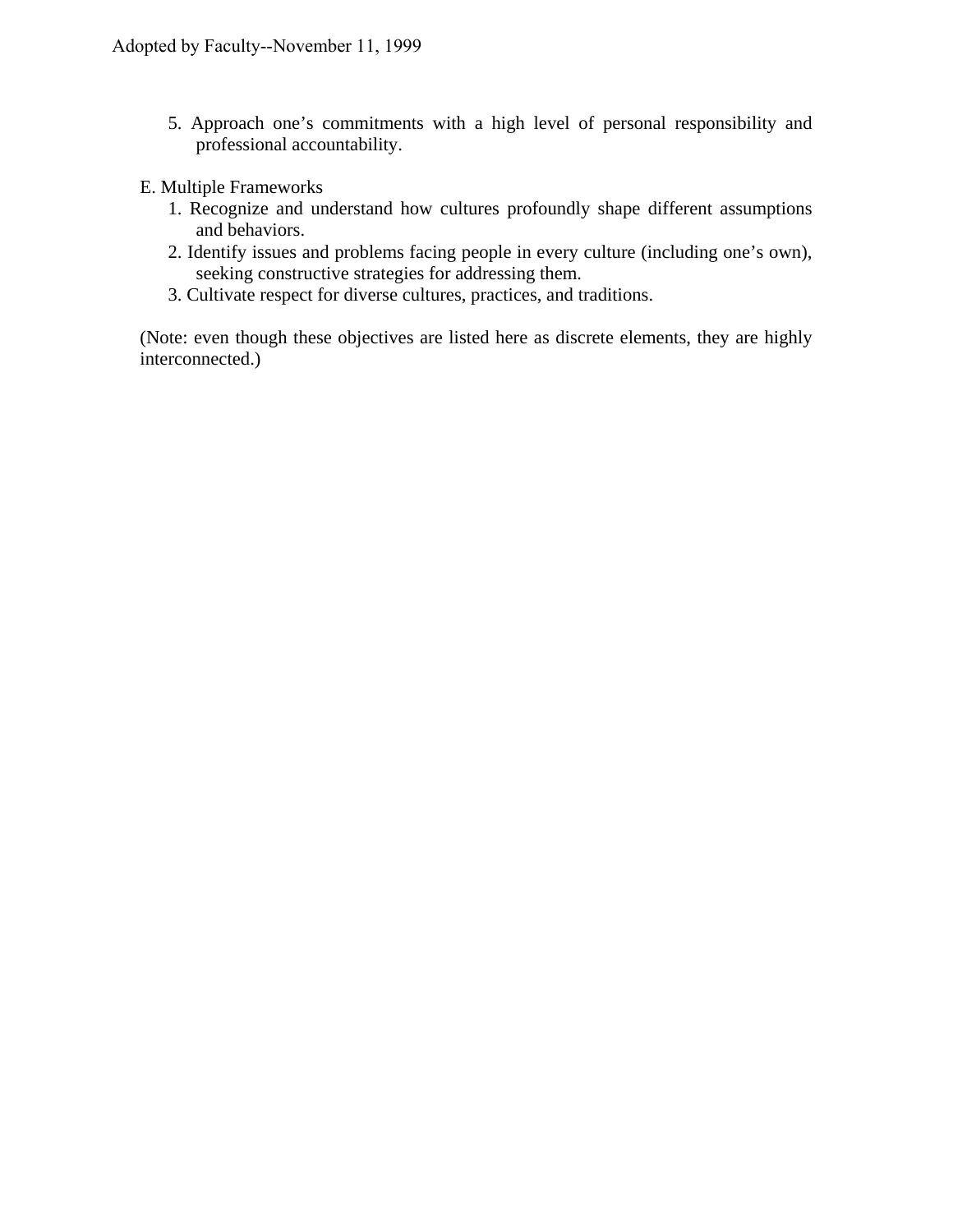5. Approach one's commitments with a high level of personal responsibility and professional accountability.

E. Multiple Frameworks

1. Recognize and understand how cultures profoundly shape different assumptions and behaviors.
2. Identify issues and problems facing people in every culture (including one's own), seeking constructive strategies for addressing them.
3. Cultivate respect for diverse cultures, practices, and traditions.

(Note: even though these objectives are listed here as discrete elements, they are highly interconnected.)